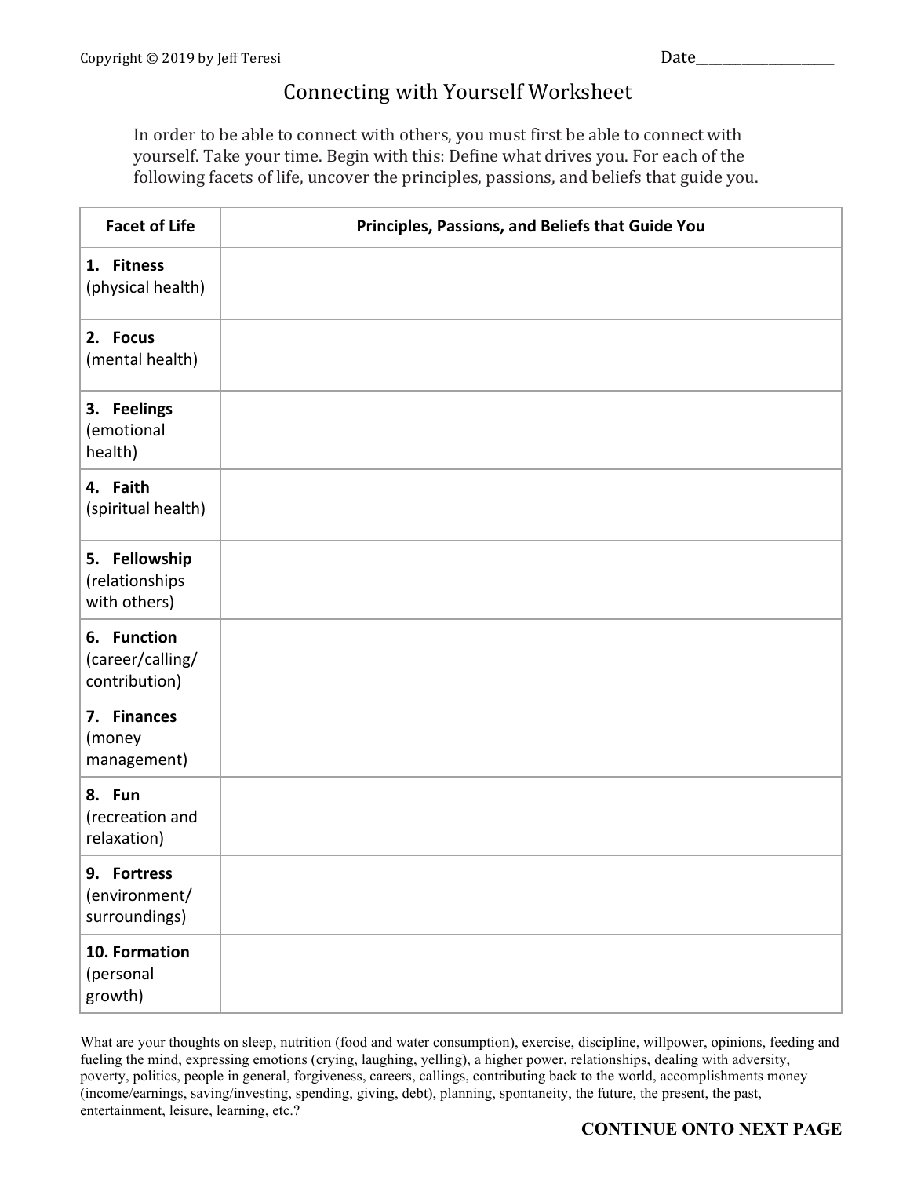Copyright © 2019 by Jeff Teresi

Date___________________

# Connecting with Yourself Worksheet

In order to be able to connect with others, you must first be able to connect with yourself. Take your time. Begin with this: Define what drives you. For each of the following facets of life, uncover the principles, passions, and beliefs that guide you.

| Facet of Life | Principles, Passions, and Beliefs that Guide You |
|---|---|
| **1. Fitness** (physical health) | |
| **2. Focus** (mental health) | |
| **3. Feelings** (emotional health) | |
| **4. Faith** (spiritual health) | |
| **5. Fellowship** (relationships with others) | |
| **6. Function** (career/calling/ contribution) | |
| **7. Finances** (money management) | |
| **8. Fun** (recreation and relaxation) | |
| **9. Fortress** (environment/ surroundings) | |
| **10. Formation** (personal growth) | |

What are your thoughts on sleep, nutrition (food and water consumption), exercise, discipline, willpower, opinions, feeding and fueling the mind, expressing emotions (crying, laughing, yelling), a higher power, relationships, dealing with adversity, poverty, politics, people in general, forgiveness, careers, callings, contributing back to the world, accomplishments money (income/earnings, saving/investing, spending, giving, debt), planning, spontaneity, the future, the present, the past, entertainment, leisure, learning, etc.?

**CONTINUE ONTO NEXT PAGE**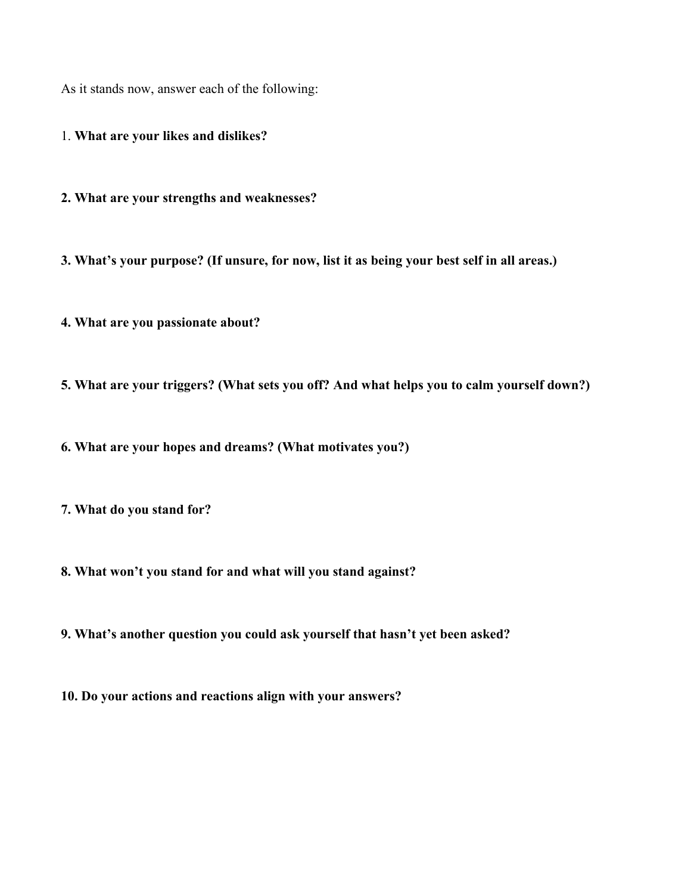As it stands now, answer each of the following:

1. **What are your likes and dislikes?**

**2. What are your strengths and weaknesses?**

**3. What's your purpose? (If unsure, for now, list it as being your best self in all areas.)**

**4. What are you passionate about?**

**5. What are your triggers? (What sets you off? And what helps you to calm yourself down?)**

**6. What are your hopes and dreams? (What motivates you?)**

**7. What do you stand for?**

**8. What won't you stand for and what will you stand against?**

**9. What's another question you could ask yourself that hasn't yet been asked?**

**10. Do your actions and reactions align with your answers?**